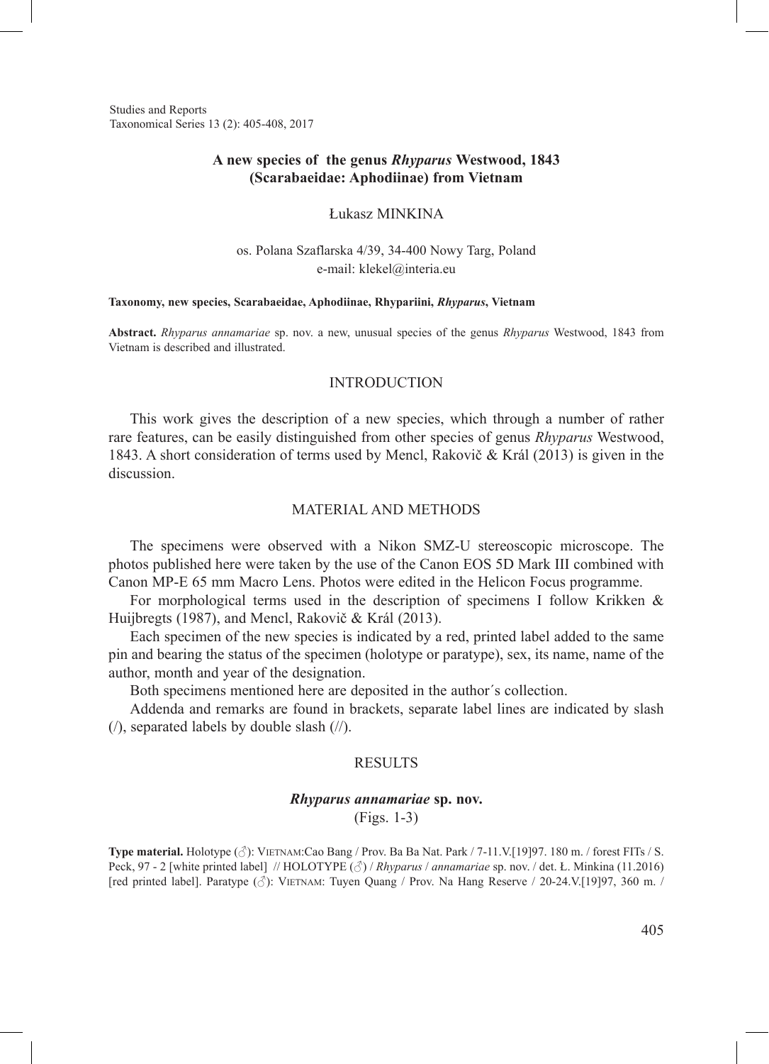# A new species of the genus *Rhyparus* Westwood, 1843 (Scarabaeidae: Aphodiinae) from Vietnam

Łukasz MINKINA

os. Polana Szaflarska 4/39, 34-400 Nowy Targ, Poland
e-mail: klekel@interia.eu

**Taxonomy, new species, Scarabaeidae, Aphodiinae, Rhypariini, *Rhyparus*, Vietnam**

**Abstract.** *Rhyparus annamariae* sp. nov. a new, unusual species of the genus *Rhyparus* Westwood, 1843 from Vietnam is described and illustrated.

## INTRODUCTION

This work gives the description of a new species, which through a number of rather rare features, can be easily distinguished from other species of genus *Rhyparus* Westwood, 1843. A short consideration of terms used by Mencl, Rakovič & Král (2013) is given in the discussion.

## MATERIAL AND METHODS

The specimens were observed with a Nikon SMZ-U stereoscopic microscope. The photos published here were taken by the use of the Canon EOS 5D Mark III combined with Canon MP-E 65 mm Macro Lens. Photos were edited in the Helicon Focus programme.

For morphological terms used in the description of specimens I follow Krikken & Huijbregts (1987), and Mencl, Rakovič & Král (2013).

Each specimen of the new species is indicated by a red, printed label added to the same pin and bearing the status of the specimen (holotype or paratype), sex, its name, name of the author, month and year of the designation.

Both specimens mentioned here are deposited in the author´s collection.

Addenda and remarks are found in brackets, separate label lines are indicated by slash (/), separated labels by double slash (//).

## RESULTS

### *Rhyparus annamariae* sp. nov.

(Figs. 1-3)

**Type material.** Holotype (♂): Vietnam:Cao Bang / Prov. Ba Ba Nat. Park / 7-11.V.[19]97. 180 m. / forest FITs / S. Peck, 97 - 2 [white printed label] // HOLOTYPE (♂) / *Rhyparus* / *annamariae* sp. nov. / det. Ł. Minkina (11.2016) [red printed label]. Paratype (♂): Vietnam: Tuyen Quang / Prov. Na Hang Reserve / 20-24.V.[19]97, 360 m. /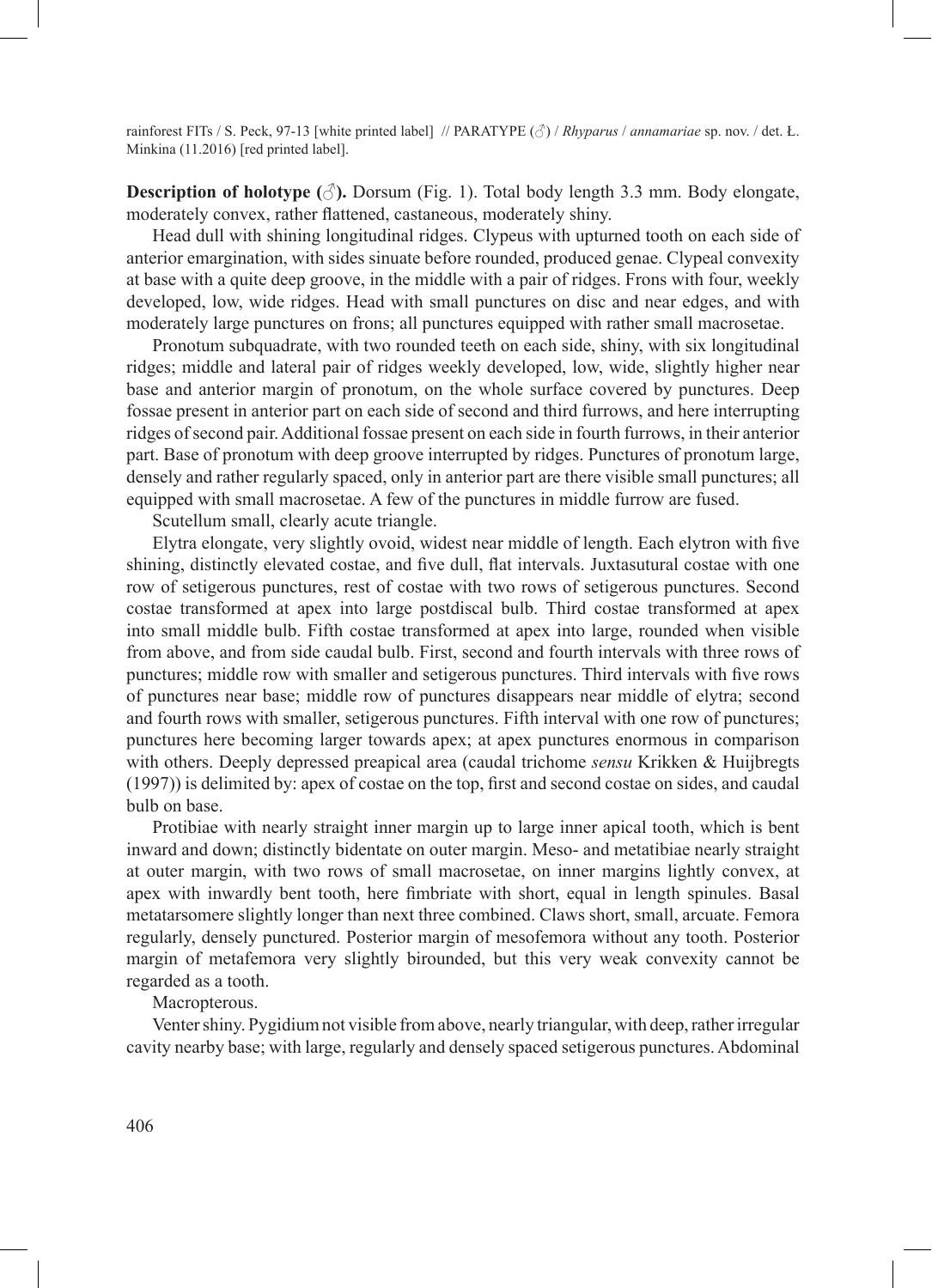rainforest FITs / S. Peck, 97-13 [white printed label] // PARATYPE (♂) / *Rhyparus* / *annamariae* sp. nov. / det. Ł. Minkina (11.2016) [red printed label].

**Description of holotype (♂).** Dorsum (Fig. 1). Total body length 3.3 mm. Body elongate, moderately convex, rather flattened, castaneous, moderately shiny.

Head dull with shining longitudinal ridges. Clypeus with upturned tooth on each side of anterior emargination, with sides sinuate before rounded, produced genae. Clypeal convexity at base with a quite deep groove, in the middle with a pair of ridges. Frons with four, weekly developed, low, wide ridges. Head with small punctures on disc and near edges, and with moderately large punctures on frons; all punctures equipped with rather small macrosetae.

Pronotum subquadrate, with two rounded teeth on each side, shiny, with six longitudinal ridges; middle and lateral pair of ridges weekly developed, low, wide, slightly higher near base and anterior margin of pronotum, on the whole surface covered by punctures. Deep fossae present in anterior part on each side of second and third furrows, and here interrupting ridges of second pair. Additional fossae present on each side in fourth furrows, in their anterior part. Base of pronotum with deep groove interrupted by ridges. Punctures of pronotum large, densely and rather regularly spaced, only in anterior part are there visible small punctures; all equipped with small macrosetae. A few of the punctures in middle furrow are fused.

Scutellum small, clearly acute triangle.

Elytra elongate, very slightly ovoid, widest near middle of length. Each elytron with five shining, distinctly elevated costae, and five dull, flat intervals. Juxtasutural costae with one row of setigerous punctures, rest of costae with two rows of setigerous punctures. Second costae transformed at apex into large postdiscal bulb. Third costae transformed at apex into small middle bulb. Fifth costae transformed at apex into large, rounded when visible from above, and from side caudal bulb. First, second and fourth intervals with three rows of punctures; middle row with smaller and setigerous punctures. Third intervals with five rows of punctures near base; middle row of punctures disappears near middle of elytra; second and fourth rows with smaller, setigerous punctures. Fifth interval with one row of punctures; punctures here becoming larger towards apex; at apex punctures enormous in comparison with others. Deeply depressed preapical area (caudal trichome *sensu* Krikken & Huijbregts (1997)) is delimited by: apex of costae on the top, first and second costae on sides, and caudal bulb on base.

Protibiae with nearly straight inner margin up to large inner apical tooth, which is bent inward and down; distinctly bidentate on outer margin. Meso- and metatibiae nearly straight at outer margin, with two rows of small macrosetae, on inner margins lightly convex, at apex with inwardly bent tooth, here fimbriate with short, equal in length spinules. Basal metatarsomere slightly longer than next three combined. Claws short, small, arcuate. Femora regularly, densely punctured. Posterior margin of mesofemora without any tooth. Posterior margin of metafemora very slightly birounded, but this very weak convexity cannot be regarded as a tooth.

Macropterous.

Venter shiny. Pygidium not visible from above, nearly triangular, with deep, rather irregular cavity nearby base; with large, regularly and densely spaced setigerous punctures. Abdominal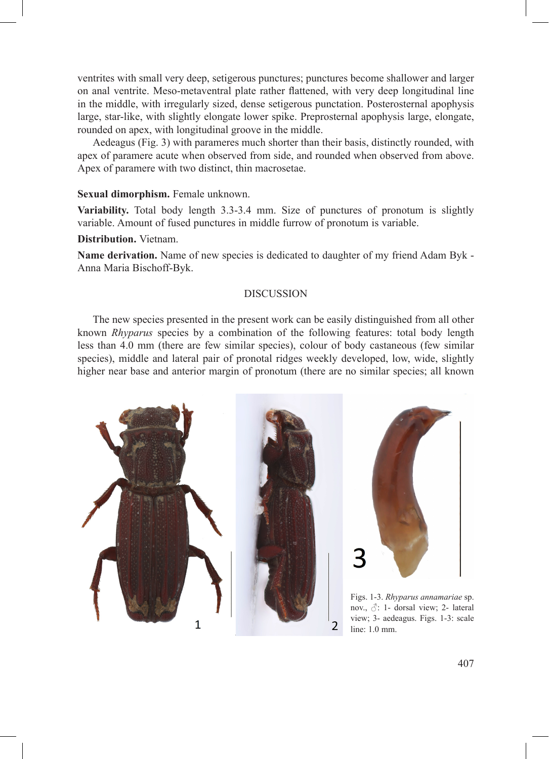ventrites with small very deep, setigerous punctures; punctures become shallower and larger on anal ventrite. Meso-metaventral plate rather flattened, with very deep longitudinal line in the middle, with irregularly sized, dense setigerous punctation. Posterosternal apophysis large, star-like, with slightly elongate lower spike. Preprosternal apophysis large, elongate, rounded on apex, with longitudinal groove in the middle.

Aedeagus (Fig. 3) with parameres much shorter than their basis, distinctly rounded, with apex of paramere acute when observed from side, and rounded when observed from above. Apex of paramere with two distinct, thin macrosetae.

**Sexual dimorphism.** Female unknown.

**Variability.** Total body length 3.3-3.4 mm. Size of punctures of pronotum is slightly variable. Amount of fused punctures in middle furrow of pronotum is variable.

**Distribution.** Vietnam.

**Name derivation.** Name of new species is dedicated to daughter of my friend Adam Byk - Anna Maria Bischoff-Byk.

## DISCUSSION

The new species presented in the present work can be easily distinguished from all other known *Rhyparus* species by a combination of the following features: total body length less than 4.0 mm (there are few similar species), colour of body castaneous (few similar species), middle and lateral pair of pronotal ridges weekly developed, low, wide, slightly higher near base and anterior margin of pronotum (there are no similar species; all known

Figs. 1-3. *Rhyparus annamariae* sp. nov., ♂: 1- dorsal view; 2- lateral view; 3- aedeagus. Figs. 1-3: scale line: 1.0 mm.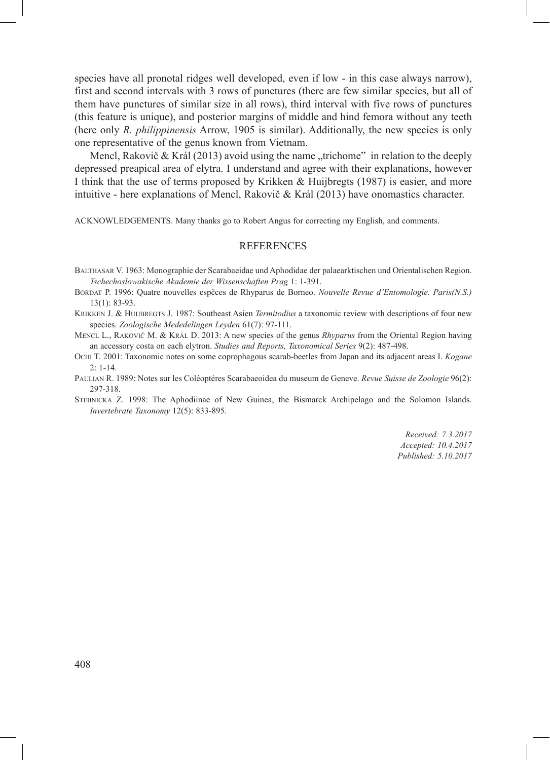species have all pronotal ridges well developed, even if low - in this case always narrow), first and second intervals with 3 rows of punctures (there are few similar species, but all of them have punctures of similar size in all rows), third interval with five rows of punctures (this feature is unique), and posterior margins of middle and hind femora without any teeth (here only *R. philippinensis* Arrow, 1905 is similar). Additionally, the new species is only one representative of the genus known from Vietnam.

Mencl, Rakovič & Král (2013) avoid using the name „trichome" in relation to the deeply depressed preapical area of elytra. I understand and agree with their explanations, however I think that the use of terms proposed by Krikken & Huijbregts (1987) is easier, and more intuitive - here explanations of Mencl, Rakovič & Král (2013) have onomastics character.

ACKNOWLEDGEMENTS. Many thanks go to Robert Angus for correcting my English, and comments.

## REFERENCES

Balthasar V. 1963: Monographie der Scarabaeidae und Aphodidae der palaearktischen und Orientalischen Region. *Tschechoslowakische Akademie der Wissenschaften Prag* 1: 1-391.

Bordat P. 1996: Quatre nouvelles espčces de Rhyparus de Borneo. *Nouvelle Revue d'Entomologie. Paris(N.S.)* 13(1): 83-93.

Krikken J. & Huijbregts J. 1987: Southeast Asien *Termitodius* a taxonomic review with descriptions of four new species. *Zoologische Mededelingen Leyden* 61(7): 97-111.

Mencl L., Rakovič M. & Král D. 2013: A new species of the genus *Rhyparus* from the Oriental Region having an accessory costa on each elytron. *Studies and Reports, Taxonomical Series* 9(2): 487-498.

Ochi T. 2001: Taxonomic notes on some coprophagous scarab-beetles from Japan and its adjacent areas I. *Kogane* 2: 1-14.

Paulian R. 1989: Notes sur les Coléoptéres Scarabaeoidea du museum de Geneve. *Revue Suisse de Zoologie* 96(2): 297-318.

Stebnicka Z. 1998: The Aphodiinae of New Guinea, the Bismarck Archipelago and the Solomon Islands. *Invertebrate Taxonomy* 12(5): 833-895.

*Received: 7.3.2017*
*Accepted: 10.4.2017*
*Published: 5.10.2017*